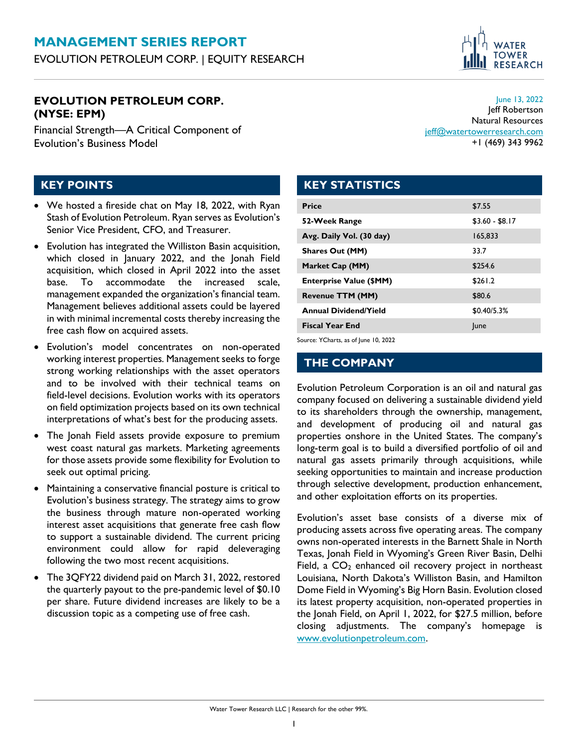# MANAGEMENT SERIES REPORT

EVOLUTION PETROLEUM CORP. | EQUITY RESEARCH

## EVOLUTION PETROLEUM CORP. (NYSE: EPM)

Financial Strength—A Critical Component of Evolution's Business Model

June 13, 2022
Jeff Robertson
Natural Resources
jeff@watertowerresearch.com
+1 (469) 343 9962

## KEY POINTS

- We hosted a fireside chat on May 18, 2022, with Ryan Stash of Evolution Petroleum. Ryan serves as Evolution's Senior Vice President, CFO, and Treasurer.
- Evolution has integrated the Williston Basin acquisition, which closed in January 2022, and the Jonah Field acquisition, which closed in April 2022 into the asset base. To accommodate the increased scale, management expanded the organization's financial team. Management believes additional assets could be layered in with minimal incremental costs thereby increasing the free cash flow on acquired assets.
- Evolution's model concentrates on non-operated working interest properties. Management seeks to forge strong working relationships with the asset operators and to be involved with their technical teams on field-level decisions. Evolution works with its operators on field optimization projects based on its own technical interpretations of what's best for the producing assets.
- The Jonah Field assets provide exposure to premium west coast natural gas markets. Marketing agreements for those assets provide some flexibility for Evolution to seek out optimal pricing.
- Maintaining a conservative financial posture is critical to Evolution's business strategy. The strategy aims to grow the business through mature non-operated working interest asset acquisitions that generate free cash flow to support a sustainable dividend. The current pricing environment could allow for rapid deleveraging following the two most recent acquisitions.
- The 3QFY22 dividend paid on March 31, 2022, restored the quarterly payout to the pre-pandemic level of $0.10 per share. Future dividend increases are likely to be a discussion topic as a competing use of free cash.

## KEY STATISTICS

| | |
|---|---|
| **Price** | $7.55 |
| **52-Week Range** | $3.60 - $8.17 |
| **Avg. Daily Vol. (30 day)** | 165,833 |
| **Shares Out (MM)** | 33.7 |
| **Market Cap (MM)** | $254.6 |
| **Enterprise Value ($MM)** | $261.2 |
| **Revenue TTM (MM)** | $80.6 |
| **Annual Dividend/Yield** | $0.40/5.3% |
| **Fiscal Year End** | June |

Source: YCharts, as of June 10, 2022

## THE COMPANY

Evolution Petroleum Corporation is an oil and natural gas company focused on delivering a sustainable dividend yield to its shareholders through the ownership, management, and development of producing oil and natural gas properties onshore in the United States. The company's long-term goal is to build a diversified portfolio of oil and natural gas assets primarily through acquisitions, while seeking opportunities to maintain and increase production through selective development, production enhancement, and other exploitation efforts on its properties.

Evolution's asset base consists of a diverse mix of producing assets across five operating areas. The company owns non-operated interests in the Barnett Shale in North Texas, Jonah Field in Wyoming's Green River Basin, Delhi Field, a $CO_2$ enhanced oil recovery project in northeast Louisiana, North Dakota's Williston Basin, and Hamilton Dome Field in Wyoming's Big Horn Basin. Evolution closed its latest property acquisition, non-operated properties in the Jonah Field, on April 1, 2022, for $27.5 million, before closing adjustments. The company's homepage is www.evolutionpetroleum.com.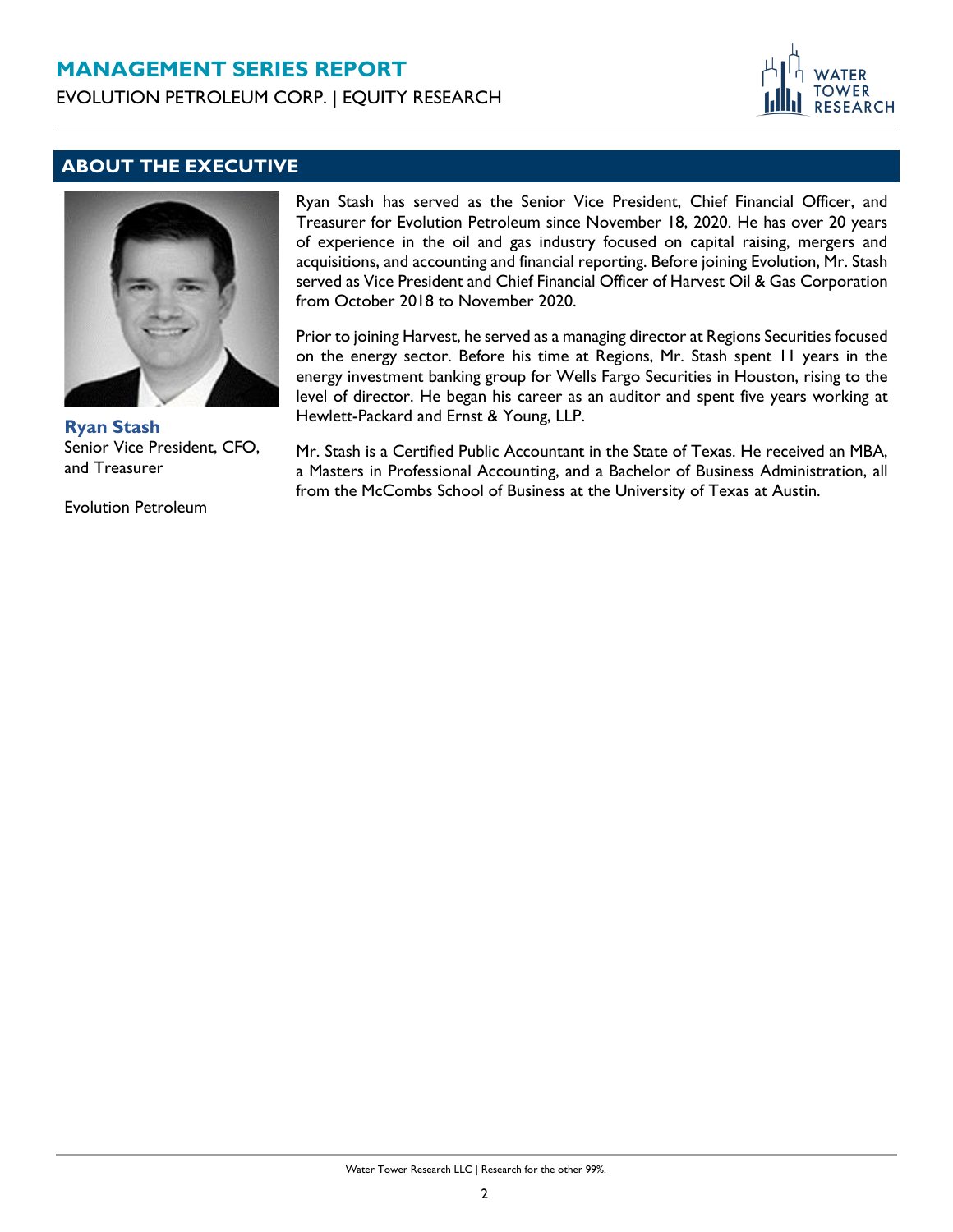## ABOUT THE EXECUTIVE

**Ryan Stash**
Senior Vice President, CFO, and Treasurer

Evolution Petroleum

Ryan Stash has served as the Senior Vice President, Chief Financial Officer, and Treasurer for Evolution Petroleum since November 18, 2020. He has over 20 years of experience in the oil and gas industry focused on capital raising, mergers and acquisitions, and accounting and financial reporting. Before joining Evolution, Mr. Stash served as Vice President and Chief Financial Officer of Harvest Oil & Gas Corporation from October 2018 to November 2020.

Prior to joining Harvest, he served as a managing director at Regions Securities focused on the energy sector. Before his time at Regions, Mr. Stash spent 11 years in the energy investment banking group for Wells Fargo Securities in Houston, rising to the level of director. He began his career as an auditor and spent five years working at Hewlett-Packard and Ernst & Young, LLP.

Mr. Stash is a Certified Public Accountant in the State of Texas. He received an MBA, a Masters in Professional Accounting, and a Bachelor of Business Administration, all from the McCombs School of Business at the University of Texas at Austin.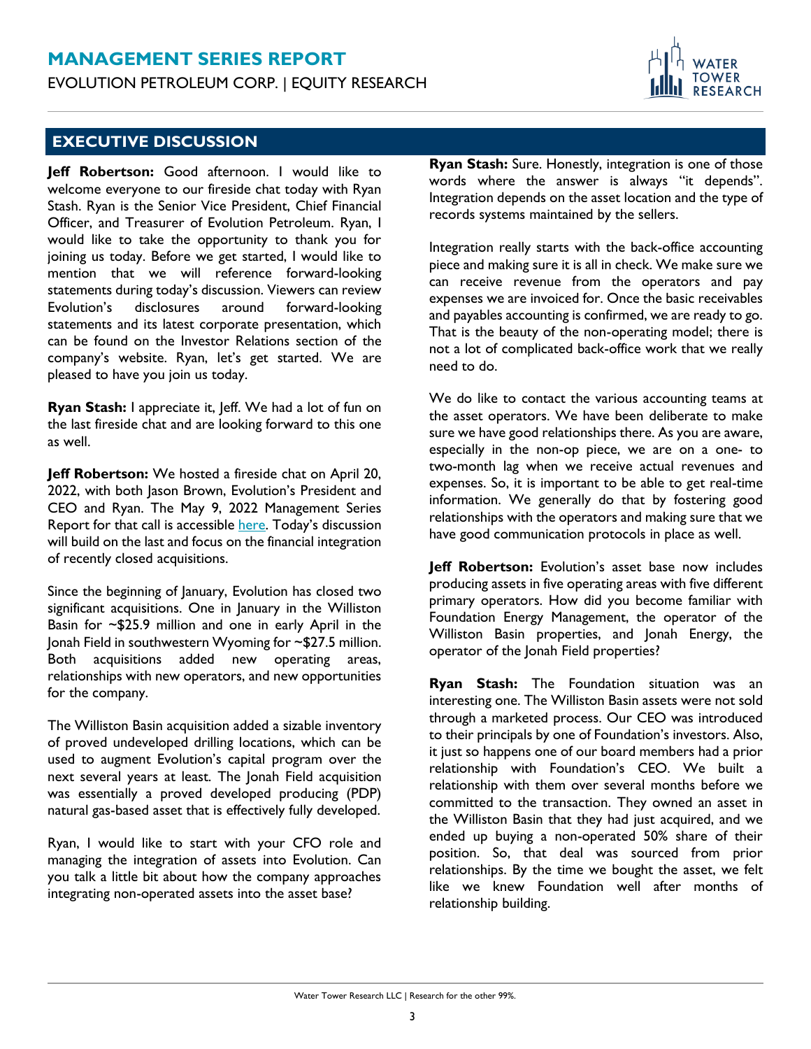## EXECUTIVE DISCUSSION

**Jeff Robertson:** Good afternoon. I would like to welcome everyone to our fireside chat today with Ryan Stash. Ryan is the Senior Vice President, Chief Financial Officer, and Treasurer of Evolution Petroleum. Ryan, I would like to take the opportunity to thank you for joining us today. Before we get started, I would like to mention that we will reference forward-looking statements during today's discussion. Viewers can review Evolution's disclosures around forward-looking statements and its latest corporate presentation, which can be found on the Investor Relations section of the company's website. Ryan, let's get started. We are pleased to have you join us today.

**Ryan Stash:** I appreciate it, Jeff. We had a lot of fun on the last fireside chat and are looking forward to this one as well.

**Jeff Robertson:** We hosted a fireside chat on April 20, 2022, with both Jason Brown, Evolution's President and CEO and Ryan. The May 9, 2022 Management Series Report for that call is accessible here. Today's discussion will build on the last and focus on the financial integration of recently closed acquisitions.

Since the beginning of January, Evolution has closed two significant acquisitions. One in January in the Williston Basin for ~$25.9 million and one in early April in the Jonah Field in southwestern Wyoming for ~$27.5 million. Both acquisitions added new operating areas, relationships with new operators, and new opportunities for the company.

The Williston Basin acquisition added a sizable inventory of proved undeveloped drilling locations, which can be used to augment Evolution's capital program over the next several years at least. The Jonah Field acquisition was essentially a proved developed producing (PDP) natural gas-based asset that is effectively fully developed.

Ryan, I would like to start with your CFO role and managing the integration of assets into Evolution. Can you talk a little bit about how the company approaches integrating non-operated assets into the asset base?

**Ryan Stash:** Sure. Honestly, integration is one of those words where the answer is always "it depends". Integration depends on the asset location and the type of records systems maintained by the sellers.

Integration really starts with the back-office accounting piece and making sure it is all in check. We make sure we can receive revenue from the operators and pay expenses we are invoiced for. Once the basic receivables and payables accounting is confirmed, we are ready to go. That is the beauty of the non-operating model; there is not a lot of complicated back-office work that we really need to do.

We do like to contact the various accounting teams at the asset operators. We have been deliberate to make sure we have good relationships there. As you are aware, especially in the non-op piece, we are on a one- to two-month lag when we receive actual revenues and expenses. So, it is important to be able to get real-time information. We generally do that by fostering good relationships with the operators and making sure that we have good communication protocols in place as well.

**Jeff Robertson:** Evolution's asset base now includes producing assets in five operating areas with five different primary operators. How did you become familiar with Foundation Energy Management, the operator of the Williston Basin properties, and Jonah Energy, the operator of the Jonah Field properties?

**Ryan Stash:** The Foundation situation was an interesting one. The Williston Basin assets were not sold through a marketed process. Our CEO was introduced to their principals by one of Foundation's investors. Also, it just so happens one of our board members had a prior relationship with Foundation's CEO. We built a relationship with them over several months before we committed to the transaction. They owned an asset in the Williston Basin that they had just acquired, and we ended up buying a non-operated 50% share of their position. So, that deal was sourced from prior relationships. By the time we bought the asset, we felt like we knew Foundation well after months of relationship building.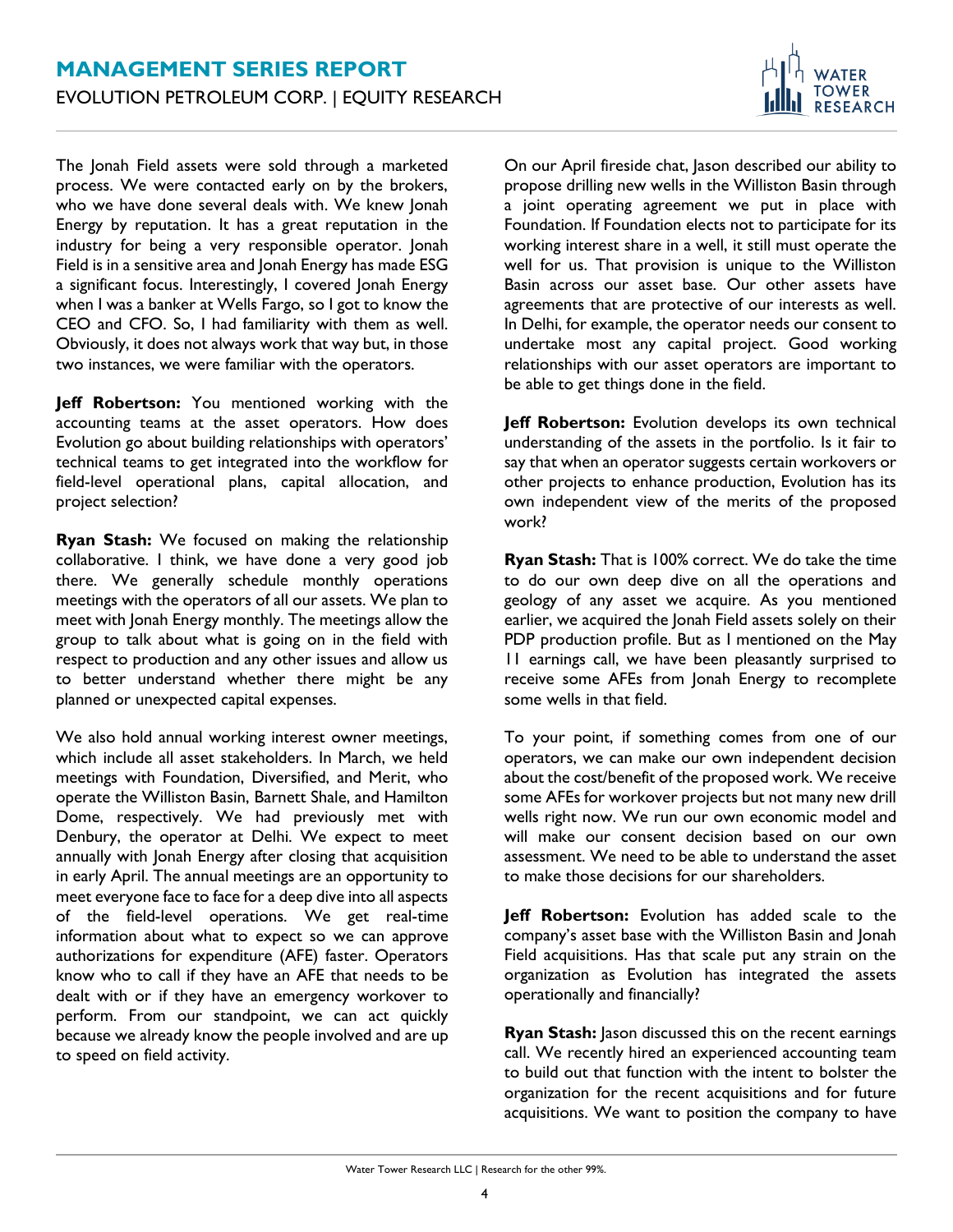The Jonah Field assets were sold through a marketed process. We were contacted early on by the brokers, who we have done several deals with. We knew Jonah Energy by reputation. It has a great reputation in the industry for being a very responsible operator. Jonah Field is in a sensitive area and Jonah Energy has made ESG a significant focus. Interestingly, I covered Jonah Energy when I was a banker at Wells Fargo, so I got to know the CEO and CFO. So, I had familiarity with them as well. Obviously, it does not always work that way but, in those two instances, we were familiar with the operators.

**Jeff Robertson:** You mentioned working with the accounting teams at the asset operators. How does Evolution go about building relationships with operators' technical teams to get integrated into the workflow for field-level operational plans, capital allocation, and project selection?

**Ryan Stash:** We focused on making the relationship collaborative. I think, we have done a very good job there. We generally schedule monthly operations meetings with the operators of all our assets. We plan to meet with Jonah Energy monthly. The meetings allow the group to talk about what is going on in the field with respect to production and any other issues and allow us to better understand whether there might be any planned or unexpected capital expenses.

We also hold annual working interest owner meetings, which include all asset stakeholders. In March, we held meetings with Foundation, Diversified, and Merit, who operate the Williston Basin, Barnett Shale, and Hamilton Dome, respectively. We had previously met with Denbury, the operator at Delhi. We expect to meet annually with Jonah Energy after closing that acquisition in early April. The annual meetings are an opportunity to meet everyone face to face for a deep dive into all aspects of the field-level operations. We get real-time information about what to expect so we can approve authorizations for expenditure (AFE) faster. Operators know who to call if they have an AFE that needs to be dealt with or if they have an emergency workover to perform. From our standpoint, we can act quickly because we already know the people involved and are up to speed on field activity.

On our April fireside chat, Jason described our ability to propose drilling new wells in the Williston Basin through a joint operating agreement we put in place with Foundation. If Foundation elects not to participate for its working interest share in a well, it still must operate the well for us. That provision is unique to the Williston Basin across our asset base. Our other assets have agreements that are protective of our interests as well. In Delhi, for example, the operator needs our consent to undertake most any capital project. Good working relationships with our asset operators are important to be able to get things done in the field.

**Jeff Robertson:** Evolution develops its own technical understanding of the assets in the portfolio. Is it fair to say that when an operator suggests certain workovers or other projects to enhance production, Evolution has its own independent view of the merits of the proposed work?

**Ryan Stash:** That is 100% correct. We do take the time to do our own deep dive on all the operations and geology of any asset we acquire. As you mentioned earlier, we acquired the Jonah Field assets solely on their PDP production profile. But as I mentioned on the May 11 earnings call, we have been pleasantly surprised to receive some AFEs from Jonah Energy to recomplete some wells in that field.

To your point, if something comes from one of our operators, we can make our own independent decision about the cost/benefit of the proposed work. We receive some AFEs for workover projects but not many new drill wells right now. We run our own economic model and will make our consent decision based on our own assessment. We need to be able to understand the asset to make those decisions for our shareholders.

**Jeff Robertson:** Evolution has added scale to the company's asset base with the Williston Basin and Jonah Field acquisitions. Has that scale put any strain on the organization as Evolution has integrated the assets operationally and financially?

**Ryan Stash:** Jason discussed this on the recent earnings call. We recently hired an experienced accounting team to build out that function with the intent to bolster the organization for the recent acquisitions and for future acquisitions. We want to position the company to have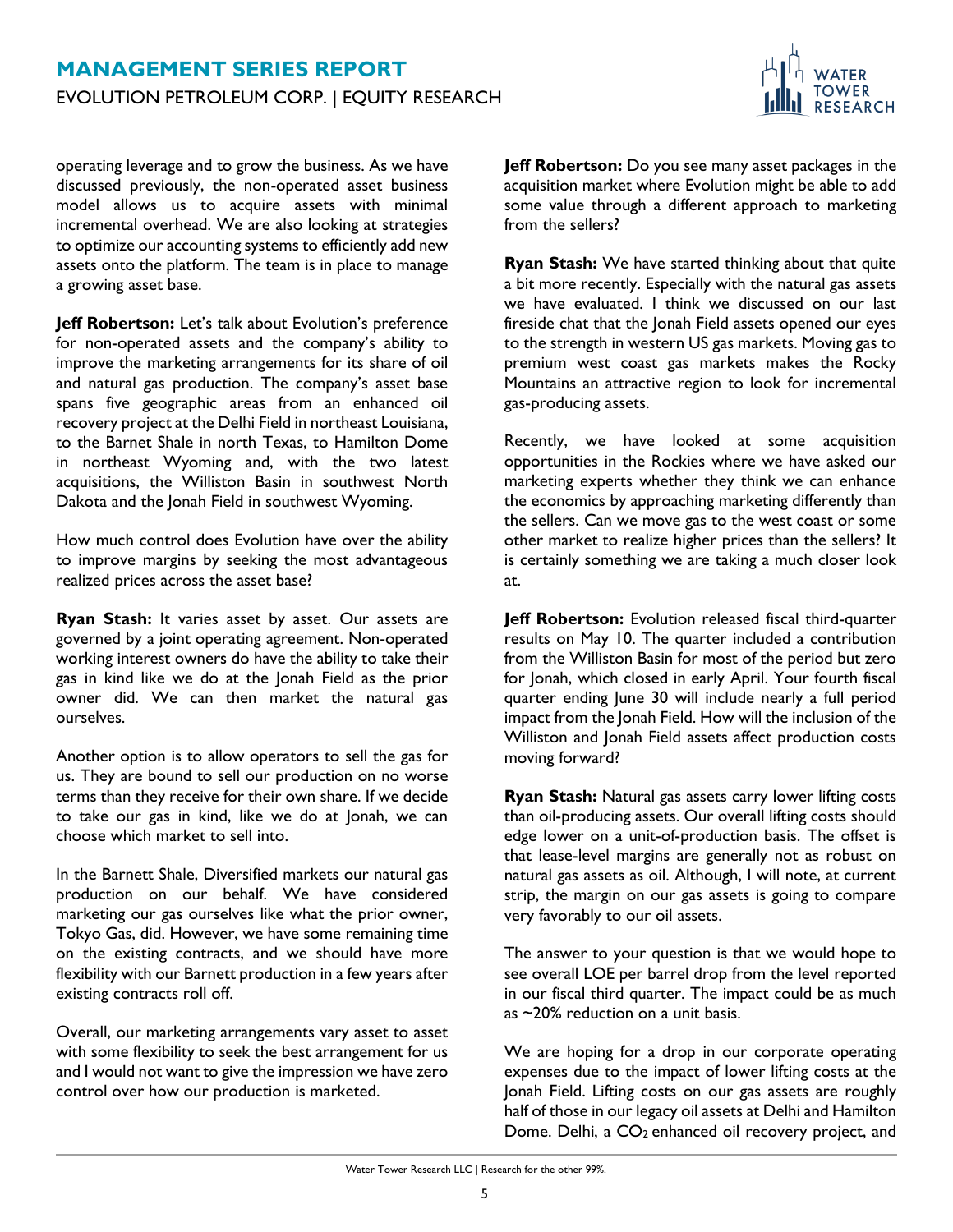operating leverage and to grow the business. As we have discussed previously, the non-operated asset business model allows us to acquire assets with minimal incremental overhead. We are also looking at strategies to optimize our accounting systems to efficiently add new assets onto the platform. The team is in place to manage a growing asset base.

**Jeff Robertson:** Let's talk about Evolution's preference for non-operated assets and the company's ability to improve the marketing arrangements for its share of oil and natural gas production. The company's asset base spans five geographic areas from an enhanced oil recovery project at the Delhi Field in northeast Louisiana, to the Barnet Shale in north Texas, to Hamilton Dome in northeast Wyoming and, with the two latest acquisitions, the Williston Basin in southwest North Dakota and the Jonah Field in southwest Wyoming.

How much control does Evolution have over the ability to improve margins by seeking the most advantageous realized prices across the asset base?

**Ryan Stash:** It varies asset by asset. Our assets are governed by a joint operating agreement. Non-operated working interest owners do have the ability to take their gas in kind like we do at the Jonah Field as the prior owner did. We can then market the natural gas ourselves.

Another option is to allow operators to sell the gas for us. They are bound to sell our production on no worse terms than they receive for their own share. If we decide to take our gas in kind, like we do at Jonah, we can choose which market to sell into.

In the Barnett Shale, Diversified markets our natural gas production on our behalf. We have considered marketing our gas ourselves like what the prior owner, Tokyo Gas, did. However, we have some remaining time on the existing contracts, and we should have more flexibility with our Barnett production in a few years after existing contracts roll off.

Overall, our marketing arrangements vary asset to asset with some flexibility to seek the best arrangement for us and I would not want to give the impression we have zero control over how our production is marketed.

**Jeff Robertson:** Do you see many asset packages in the acquisition market where Evolution might be able to add some value through a different approach to marketing from the sellers?

**Ryan Stash:** We have started thinking about that quite a bit more recently. Especially with the natural gas assets we have evaluated. I think we discussed on our last fireside chat that the Jonah Field assets opened our eyes to the strength in western US gas markets. Moving gas to premium west coast gas markets makes the Rocky Mountains an attractive region to look for incremental gas-producing assets.

Recently, we have looked at some acquisition opportunities in the Rockies where we have asked our marketing experts whether they think we can enhance the economics by approaching marketing differently than the sellers. Can we move gas to the west coast or some other market to realize higher prices than the sellers? It is certainly something we are taking a much closer look at.

**Jeff Robertson:** Evolution released fiscal third-quarter results on May 10. The quarter included a contribution from the Williston Basin for most of the period but zero for Jonah, which closed in early April. Your fourth fiscal quarter ending June 30 will include nearly a full period impact from the Jonah Field. How will the inclusion of the Williston and Jonah Field assets affect production costs moving forward?

**Ryan Stash:** Natural gas assets carry lower lifting costs than oil-producing assets. Our overall lifting costs should edge lower on a unit-of-production basis. The offset is that lease-level margins are generally not as robust on natural gas assets as oil. Although, I will note, at current strip, the margin on our gas assets is going to compare very favorably to our oil assets.

The answer to your question is that we would hope to see overall LOE per barrel drop from the level reported in our fiscal third quarter. The impact could be as much as ~20% reduction on a unit basis.

We are hoping for a drop in our corporate operating expenses due to the impact of lower lifting costs at the Jonah Field. Lifting costs on our gas assets are roughly half of those in our legacy oil assets at Delhi and Hamilton Dome. Delhi, a $CO_2$ enhanced oil recovery project, and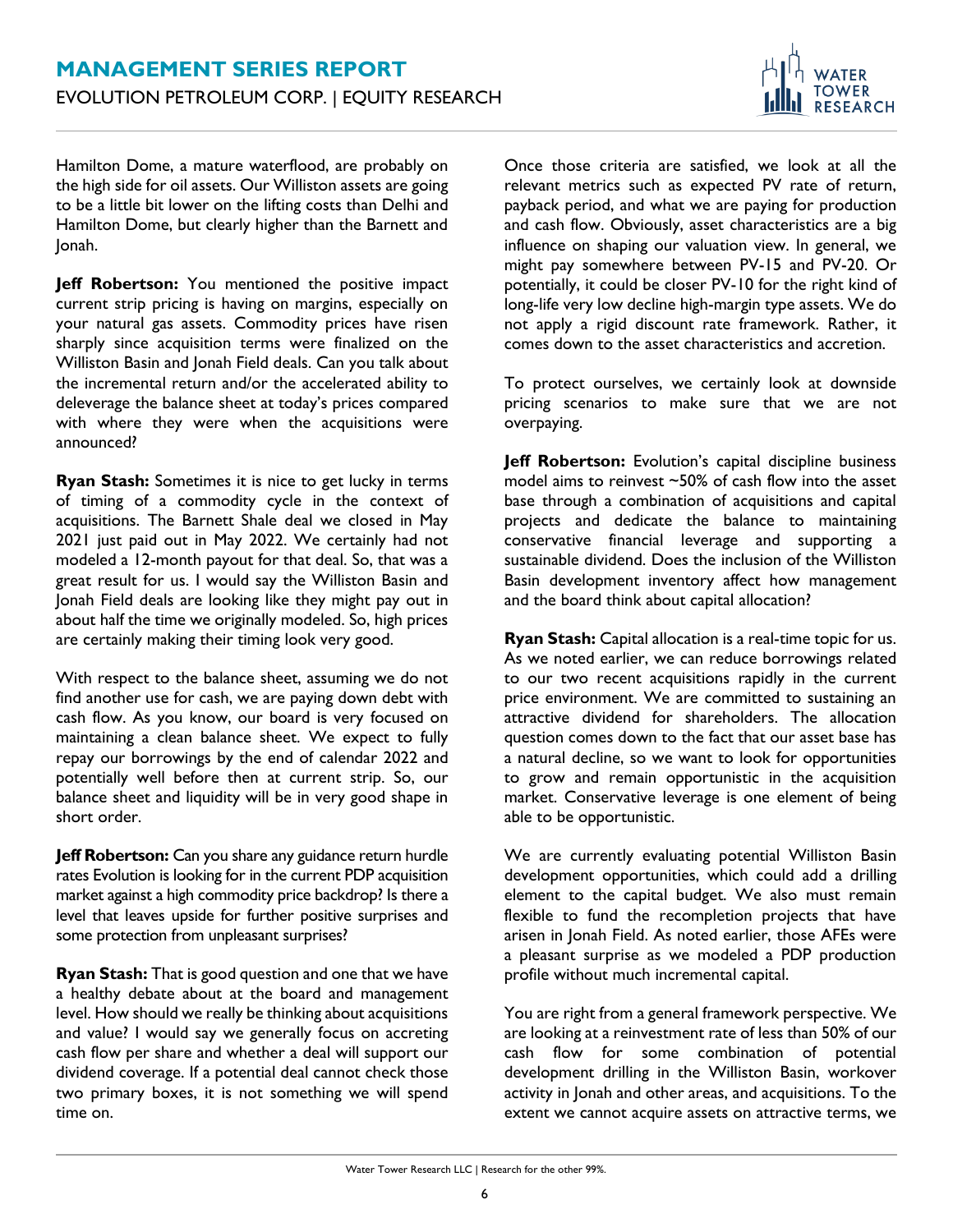Hamilton Dome, a mature waterflood, are probably on the high side for oil assets. Our Williston assets are going to be a little bit lower on the lifting costs than Delhi and Hamilton Dome, but clearly higher than the Barnett and Jonah.

**Jeff Robertson:** You mentioned the positive impact current strip pricing is having on margins, especially on your natural gas assets. Commodity prices have risen sharply since acquisition terms were finalized on the Williston Basin and Jonah Field deals. Can you talk about the incremental return and/or the accelerated ability to deleverage the balance sheet at today's prices compared with where they were when the acquisitions were announced?

**Ryan Stash:** Sometimes it is nice to get lucky in terms of timing of a commodity cycle in the context of acquisitions. The Barnett Shale deal we closed in May 2021 just paid out in May 2022. We certainly had not modeled a 12-month payout for that deal. So, that was a great result for us. I would say the Williston Basin and Jonah Field deals are looking like they might pay out in about half the time we originally modeled. So, high prices are certainly making their timing look very good.

With respect to the balance sheet, assuming we do not find another use for cash, we are paying down debt with cash flow. As you know, our board is very focused on maintaining a clean balance sheet. We expect to fully repay our borrowings by the end of calendar 2022 and potentially well before then at current strip. So, our balance sheet and liquidity will be in very good shape in short order.

**Jeff Robertson:** Can you share any guidance return hurdle rates Evolution is looking for in the current PDP acquisition market against a high commodity price backdrop? Is there a level that leaves upside for further positive surprises and some protection from unpleasant surprises?

**Ryan Stash:** That is good question and one that we have a healthy debate about at the board and management level. How should we really be thinking about acquisitions and value? I would say we generally focus on accreting cash flow per share and whether a deal will support our dividend coverage. If a potential deal cannot check those two primary boxes, it is not something we will spend time on.

Once those criteria are satisfied, we look at all the relevant metrics such as expected PV rate of return, payback period, and what we are paying for production and cash flow. Obviously, asset characteristics are a big influence on shaping our valuation view. In general, we might pay somewhere between PV-15 and PV-20. Or potentially, it could be closer PV-10 for the right kind of long-life very low decline high-margin type assets. We do not apply a rigid discount rate framework. Rather, it comes down to the asset characteristics and accretion.

To protect ourselves, we certainly look at downside pricing scenarios to make sure that we are not overpaying.

**Jeff Robertson:** Evolution's capital discipline business model aims to reinvest ~50% of cash flow into the asset base through a combination of acquisitions and capital projects and dedicate the balance to maintaining conservative financial leverage and supporting a sustainable dividend. Does the inclusion of the Williston Basin development inventory affect how management and the board think about capital allocation?

**Ryan Stash:** Capital allocation is a real-time topic for us. As we noted earlier, we can reduce borrowings related to our two recent acquisitions rapidly in the current price environment. We are committed to sustaining an attractive dividend for shareholders. The allocation question comes down to the fact that our asset base has a natural decline, so we want to look for opportunities to grow and remain opportunistic in the acquisition market. Conservative leverage is one element of being able to be opportunistic.

We are currently evaluating potential Williston Basin development opportunities, which could add a drilling element to the capital budget. We also must remain flexible to fund the recompletion projects that have arisen in Jonah Field. As noted earlier, those AFEs were a pleasant surprise as we modeled a PDP production profile without much incremental capital.

You are right from a general framework perspective. We are looking at a reinvestment rate of less than 50% of our cash flow for some combination of potential development drilling in the Williston Basin, workover activity in Jonah and other areas, and acquisitions. To the extent we cannot acquire assets on attractive terms, we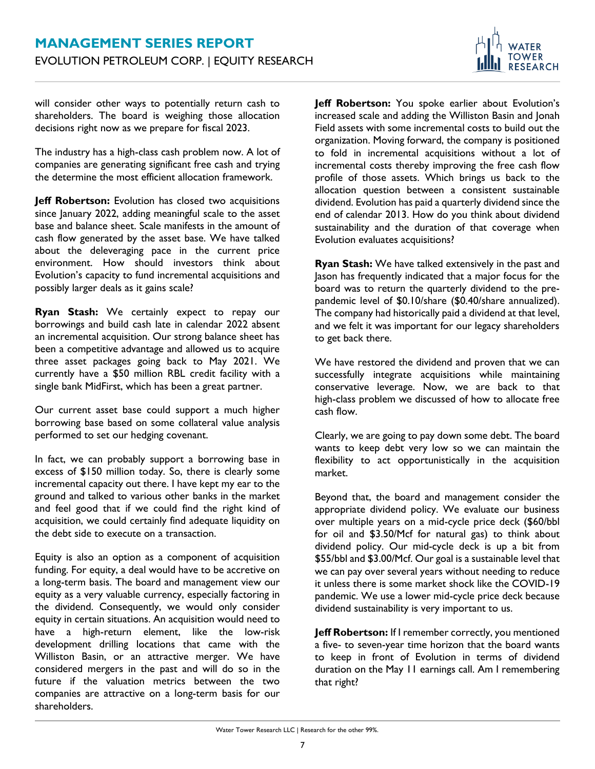will consider other ways to potentially return cash to shareholders. The board is weighing those allocation decisions right now as we prepare for fiscal 2023.

The industry has a high-class cash problem now. A lot of companies are generating significant free cash and trying the determine the most efficient allocation framework.

**Jeff Robertson:** Evolution has closed two acquisitions since January 2022, adding meaningful scale to the asset base and balance sheet. Scale manifests in the amount of cash flow generated by the asset base. We have talked about the deleveraging pace in the current price environment. How should investors think about Evolution's capacity to fund incremental acquisitions and possibly larger deals as it gains scale?

**Ryan Stash:** We certainly expect to repay our borrowings and build cash late in calendar 2022 absent an incremental acquisition. Our strong balance sheet has been a competitive advantage and allowed us to acquire three asset packages going back to May 2021. We currently have a $50 million RBL credit facility with a single bank MidFirst, which has been a great partner.

Our current asset base could support a much higher borrowing base based on some collateral value analysis performed to set our hedging covenant.

In fact, we can probably support a borrowing base in excess of $150 million today. So, there is clearly some incremental capacity out there. I have kept my ear to the ground and talked to various other banks in the market and feel good that if we could find the right kind of acquisition, we could certainly find adequate liquidity on the debt side to execute on a transaction.

Equity is also an option as a component of acquisition funding. For equity, a deal would have to be accretive on a long-term basis. The board and management view our equity as a very valuable currency, especially factoring in the dividend. Consequently, we would only consider equity in certain situations. An acquisition would need to have a high-return element, like the low-risk development drilling locations that came with the Williston Basin, or an attractive merger. We have considered mergers in the past and will do so in the future if the valuation metrics between the two companies are attractive on a long-term basis for our shareholders.

**Jeff Robertson:** You spoke earlier about Evolution's increased scale and adding the Williston Basin and Jonah Field assets with some incremental costs to build out the organization. Moving forward, the company is positioned to fold in incremental acquisitions without a lot of incremental costs thereby improving the free cash flow profile of those assets. Which brings us back to the allocation question between a consistent sustainable dividend. Evolution has paid a quarterly dividend since the end of calendar 2013. How do you think about dividend sustainability and the duration of that coverage when Evolution evaluates acquisitions?

**Ryan Stash:** We have talked extensively in the past and Jason has frequently indicated that a major focus for the board was to return the quarterly dividend to the pre-pandemic level of $0.10/share ($0.40/share annualized). The company had historically paid a dividend at that level, and we felt it was important for our legacy shareholders to get back there.

We have restored the dividend and proven that we can successfully integrate acquisitions while maintaining conservative leverage. Now, we are back to that high-class problem we discussed of how to allocate free cash flow.

Clearly, we are going to pay down some debt. The board wants to keep debt very low so we can maintain the flexibility to act opportunistically in the acquisition market.

Beyond that, the board and management consider the appropriate dividend policy. We evaluate our business over multiple years on a mid-cycle price deck ($60/bbl for oil and $3.50/Mcf for natural gas) to think about dividend policy. Our mid-cycle deck is up a bit from $55/bbl and $3.00/Mcf. Our goal is a sustainable level that we can pay over several years without needing to reduce it unless there is some market shock like the COVID-19 pandemic. We use a lower mid-cycle price deck because dividend sustainability is very important to us.

**Jeff Robertson:** If I remember correctly, you mentioned a five- to seven-year time horizon that the board wants to keep in front of Evolution in terms of dividend duration on the May 11 earnings call. Am I remembering that right?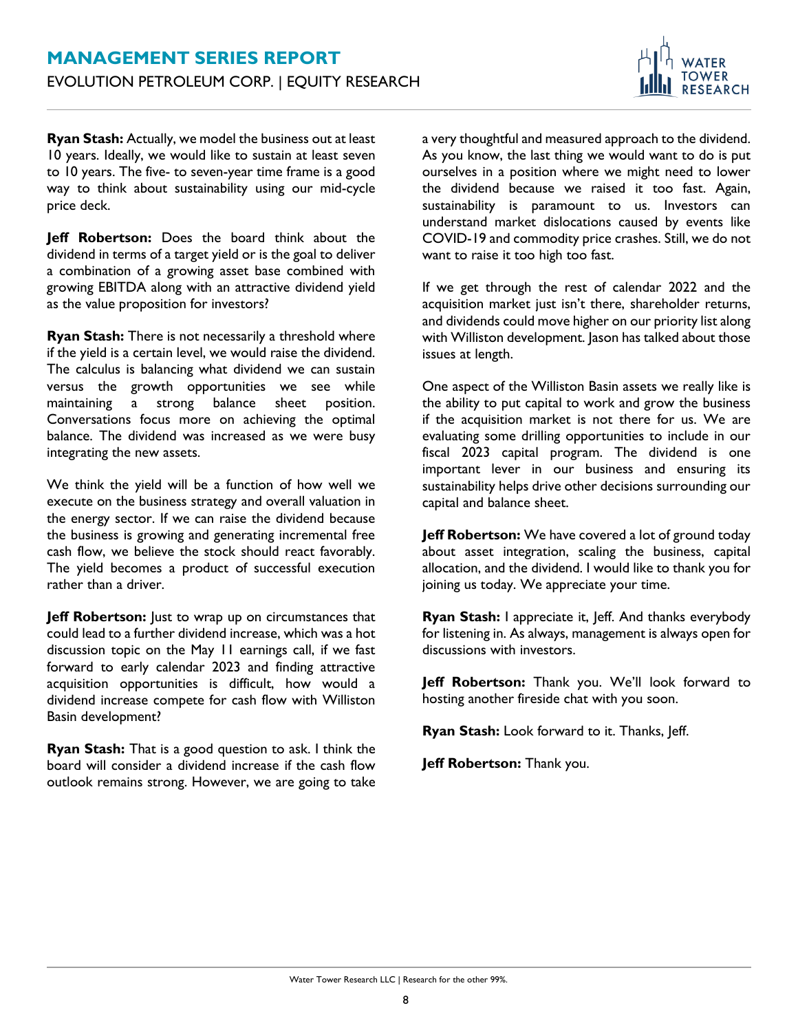**Ryan Stash:** Actually, we model the business out at least 10 years. Ideally, we would like to sustain at least seven to 10 years. The five- to seven-year time frame is a good way to think about sustainability using our mid-cycle price deck.

**Jeff Robertson:** Does the board think about the dividend in terms of a target yield or is the goal to deliver a combination of a growing asset base combined with growing EBITDA along with an attractive dividend yield as the value proposition for investors?

**Ryan Stash:** There is not necessarily a threshold where if the yield is a certain level, we would raise the dividend. The calculus is balancing what dividend we can sustain versus the growth opportunities we see while maintaining a strong balance sheet position. Conversations focus more on achieving the optimal balance. The dividend was increased as we were busy integrating the new assets.

We think the yield will be a function of how well we execute on the business strategy and overall valuation in the energy sector. If we can raise the dividend because the business is growing and generating incremental free cash flow, we believe the stock should react favorably. The yield becomes a product of successful execution rather than a driver.

**Jeff Robertson:** Just to wrap up on circumstances that could lead to a further dividend increase, which was a hot discussion topic on the May 11 earnings call, if we fast forward to early calendar 2023 and finding attractive acquisition opportunities is difficult, how would a dividend increase compete for cash flow with Williston Basin development?

**Ryan Stash:** That is a good question to ask. I think the board will consider a dividend increase if the cash flow outlook remains strong. However, we are going to take a very thoughtful and measured approach to the dividend. As you know, the last thing we would want to do is put ourselves in a position where we might need to lower the dividend because we raised it too fast. Again, sustainability is paramount to us. Investors can understand market dislocations caused by events like COVID-19 and commodity price crashes. Still, we do not want to raise it too high too fast.

If we get through the rest of calendar 2022 and the acquisition market just isn't there, shareholder returns, and dividends could move higher on our priority list along with Williston development. Jason has talked about those issues at length.

One aspect of the Williston Basin assets we really like is the ability to put capital to work and grow the business if the acquisition market is not there for us. We are evaluating some drilling opportunities to include in our fiscal 2023 capital program. The dividend is one important lever in our business and ensuring its sustainability helps drive other decisions surrounding our capital and balance sheet.

**Jeff Robertson:** We have covered a lot of ground today about asset integration, scaling the business, capital allocation, and the dividend. I would like to thank you for joining us today. We appreciate your time.

**Ryan Stash:** I appreciate it, Jeff. And thanks everybody for listening in. As always, management is always open for discussions with investors.

**Jeff Robertson:** Thank you. We'll look forward to hosting another fireside chat with you soon.

**Ryan Stash:** Look forward to it. Thanks, Jeff.

**Jeff Robertson:** Thank you.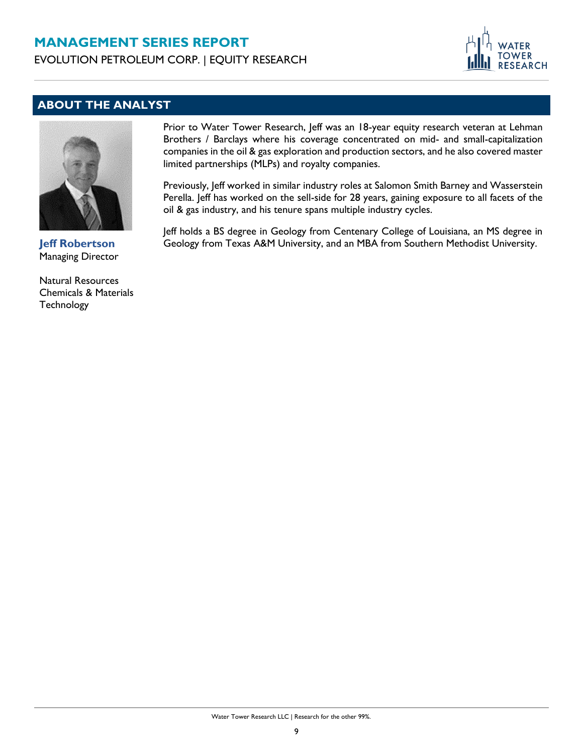## ABOUT THE ANALYST

**Jeff Robertson**
Managing Director

Natural Resources
Chemicals & Materials
Technology

Prior to Water Tower Research, Jeff was an 18-year equity research veteran at Lehman Brothers / Barclays where his coverage concentrated on mid- and small-capitalization companies in the oil & gas exploration and production sectors, and he also covered master limited partnerships (MLPs) and royalty companies.

Previously, Jeff worked in similar industry roles at Salomon Smith Barney and Wasserstein Perella. Jeff has worked on the sell-side for 28 years, gaining exposure to all facets of the oil & gas industry, and his tenure spans multiple industry cycles.

Jeff holds a BS degree in Geology from Centenary College of Louisiana, an MS degree in Geology from Texas A&M University, and an MBA from Southern Methodist University.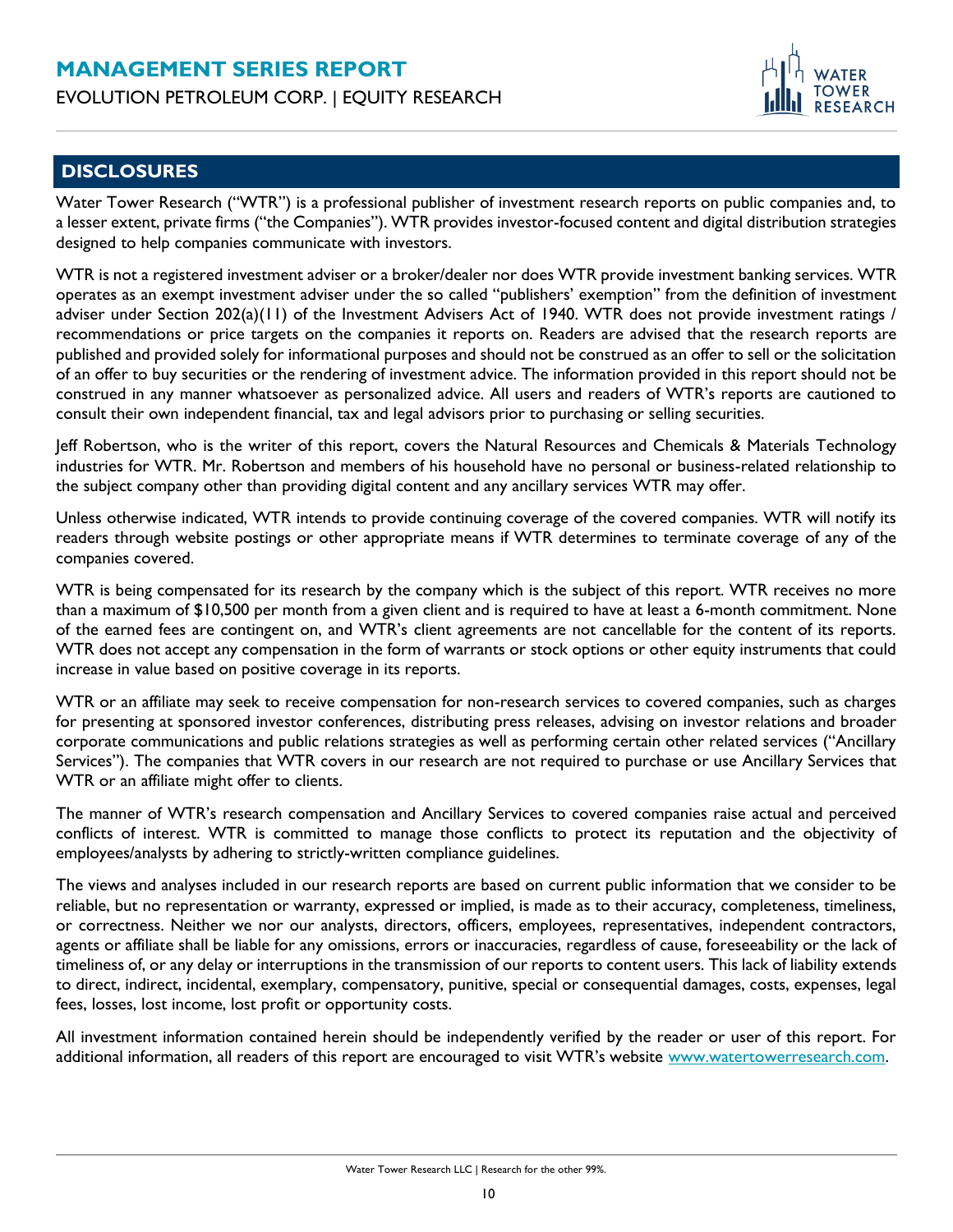## DISCLOSURES

Water Tower Research ("WTR") is a professional publisher of investment research reports on public companies and, to a lesser extent, private firms ("the Companies"). WTR provides investor-focused content and digital distribution strategies designed to help companies communicate with investors.

WTR is not a registered investment adviser or a broker/dealer nor does WTR provide investment banking services. WTR operates as an exempt investment adviser under the so called "publishers' exemption" from the definition of investment adviser under Section 202(a)(11) of the Investment Advisers Act of 1940. WTR does not provide investment ratings / recommendations or price targets on the companies it reports on. Readers are advised that the research reports are published and provided solely for informational purposes and should not be construed as an offer to sell or the solicitation of an offer to buy securities or the rendering of investment advice. The information provided in this report should not be construed in any manner whatsoever as personalized advice. All users and readers of WTR's reports are cautioned to consult their own independent financial, tax and legal advisors prior to purchasing or selling securities.

Jeff Robertson, who is the writer of this report, covers the Natural Resources and Chemicals & Materials Technology industries for WTR. Mr. Robertson and members of his household have no personal or business-related relationship to the subject company other than providing digital content and any ancillary services WTR may offer.

Unless otherwise indicated, WTR intends to provide continuing coverage of the covered companies. WTR will notify its readers through website postings or other appropriate means if WTR determines to terminate coverage of any of the companies covered.

WTR is being compensated for its research by the company which is the subject of this report. WTR receives no more than a maximum of $10,500 per month from a given client and is required to have at least a 6-month commitment. None of the earned fees are contingent on, and WTR's client agreements are not cancellable for the content of its reports. WTR does not accept any compensation in the form of warrants or stock options or other equity instruments that could increase in value based on positive coverage in its reports.

WTR or an affiliate may seek to receive compensation for non-research services to covered companies, such as charges for presenting at sponsored investor conferences, distributing press releases, advising on investor relations and broader corporate communications and public relations strategies as well as performing certain other related services ("Ancillary Services"). The companies that WTR covers in our research are not required to purchase or use Ancillary Services that WTR or an affiliate might offer to clients.

The manner of WTR's research compensation and Ancillary Services to covered companies raise actual and perceived conflicts of interest. WTR is committed to manage those conflicts to protect its reputation and the objectivity of employees/analysts by adhering to strictly-written compliance guidelines.

The views and analyses included in our research reports are based on current public information that we consider to be reliable, but no representation or warranty, expressed or implied, is made as to their accuracy, completeness, timeliness, or correctness. Neither we nor our analysts, directors, officers, employees, representatives, independent contractors, agents or affiliate shall be liable for any omissions, errors or inaccuracies, regardless of cause, foreseeability or the lack of timeliness of, or any delay or interruptions in the transmission of our reports to content users. This lack of liability extends to direct, indirect, incidental, exemplary, compensatory, punitive, special or consequential damages, costs, expenses, legal fees, losses, lost income, lost profit or opportunity costs.

All investment information contained herein should be independently verified by the reader or user of this report. For additional information, all readers of this report are encouraged to visit WTR's website [www.watertowerresearch.com](http://www.watertowerresearch.com).